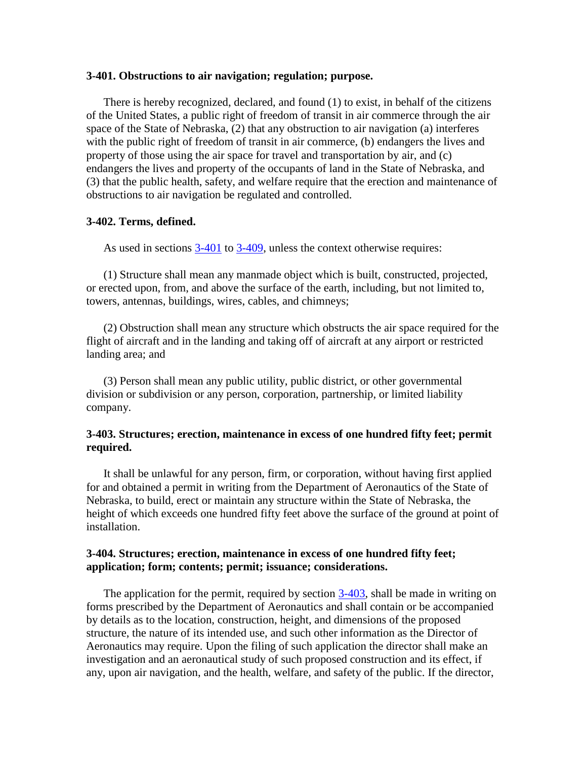**3-401. Obstructions to air navigation; regulation; purpose.**

There is hereby recognized, declared, and found (1) to exist, in behalf of the citizens of the United States, a public right of freedom of transit in air commerce through the air space of the State of Nebraska, (2) that any obstruction to air navigation (a) interferes with the public right of freedom of transit in air commerce, (b) endangers the lives and property of those using the air space for travel and transportation by air, and (c) endangers the lives and property of the occupants of land in the State of Nebraska, and (3) that the public health, safety, and welfare require that the erection and maintenance of obstructions to air navigation be regulated and controlled.

**3-402. Terms, defined.**

As used in sections 3-401 to 3-409, unless the context otherwise requires:

(1) Structure shall mean any manmade object which is built, constructed, projected, or erected upon, from, and above the surface of the earth, including, but not limited to, towers, antennas, buildings, wires, cables, and chimneys;

(2) Obstruction shall mean any structure which obstructs the air space required for the flight of aircraft and in the landing and taking off of aircraft at any airport or restricted landing area; and

(3) Person shall mean any public utility, public district, or other governmental division or subdivision or any person, corporation, partnership, or limited liability company.

**3-403. Structures; erection, maintenance in excess of one hundred fifty feet; permit required.**

It shall be unlawful for any person, firm, or corporation, without having first applied for and obtained a permit in writing from the Department of Aeronautics of the State of Nebraska, to build, erect or maintain any structure within the State of Nebraska, the height of which exceeds one hundred fifty feet above the surface of the ground at point of installation.

**3-404. Structures; erection, maintenance in excess of one hundred fifty feet; application; form; contents; permit; issuance; considerations.**

The application for the permit, required by section 3-403, shall be made in writing on forms prescribed by the Department of Aeronautics and shall contain or be accompanied by details as to the location, construction, height, and dimensions of the proposed structure, the nature of its intended use, and such other information as the Director of Aeronautics may require. Upon the filing of such application the director shall make an investigation and an aeronautical study of such proposed construction and its effect, if any, upon air navigation, and the health, welfare, and safety of the public. If the director,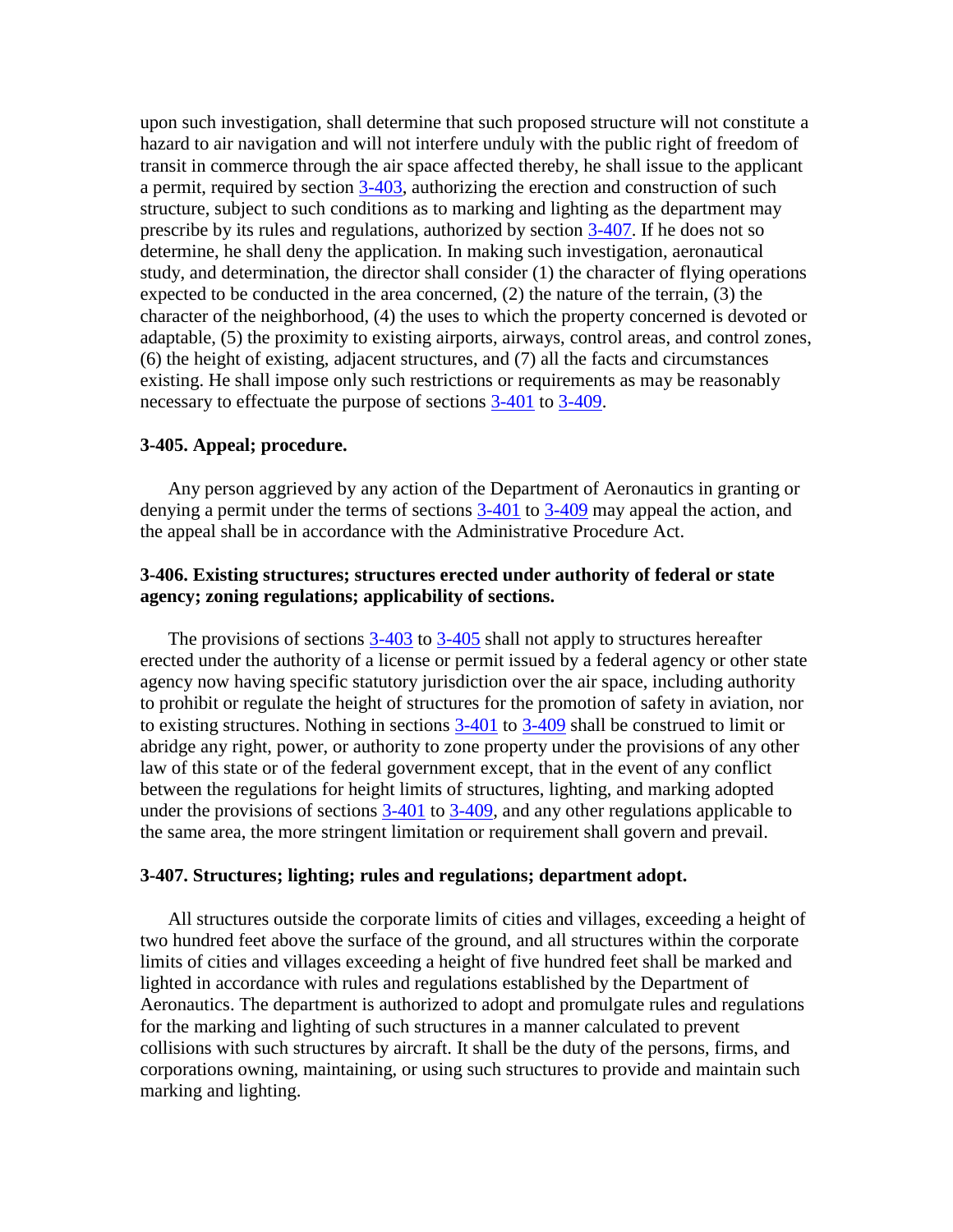upon such investigation, shall determine that such proposed structure will not constitute a hazard to air navigation and will not interfere unduly with the public right of freedom of transit in commerce through the air space affected thereby, he shall issue to the applicant a permit, required by section 3-403, authorizing the erection and construction of such structure, subject to such conditions as to marking and lighting as the department may prescribe by its rules and regulations, authorized by section 3-407. If he does not so determine, he shall deny the application. In making such investigation, aeronautical study, and determination, the director shall consider (1) the character of flying operations expected to be conducted in the area concerned, (2) the nature of the terrain, (3) the character of the neighborhood, (4) the uses to which the property concerned is devoted or adaptable, (5) the proximity to existing airports, airways, control areas, and control zones, (6) the height of existing, adjacent structures, and (7) all the facts and circumstances existing. He shall impose only such restrictions or requirements as may be reasonably necessary to effectuate the purpose of sections 3-401 to 3-409.

**3-405. Appeal; procedure.**

Any person aggrieved by any action of the Department of Aeronautics in granting or denying a permit under the terms of sections 3-401 to 3-409 may appeal the action, and the appeal shall be in accordance with the Administrative Procedure Act.

**3-406. Existing structures; structures erected under authority of federal or state agency; zoning regulations; applicability of sections.**

The provisions of sections 3-403 to 3-405 shall not apply to structures hereafter erected under the authority of a license or permit issued by a federal agency or other state agency now having specific statutory jurisdiction over the air space, including authority to prohibit or regulate the height of structures for the promotion of safety in aviation, nor to existing structures. Nothing in sections 3-401 to 3-409 shall be construed to limit or abridge any right, power, or authority to zone property under the provisions of any other law of this state or of the federal government except, that in the event of any conflict between the regulations for height limits of structures, lighting, and marking adopted under the provisions of sections 3-401 to 3-409, and any other regulations applicable to the same area, the more stringent limitation or requirement shall govern and prevail.

**3-407. Structures; lighting; rules and regulations; department adopt.**

All structures outside the corporate limits of cities and villages, exceeding a height of two hundred feet above the surface of the ground, and all structures within the corporate limits of cities and villages exceeding a height of five hundred feet shall be marked and lighted in accordance with rules and regulations established by the Department of Aeronautics. The department is authorized to adopt and promulgate rules and regulations for the marking and lighting of such structures in a manner calculated to prevent collisions with such structures by aircraft. It shall be the duty of the persons, firms, and corporations owning, maintaining, or using such structures to provide and maintain such marking and lighting.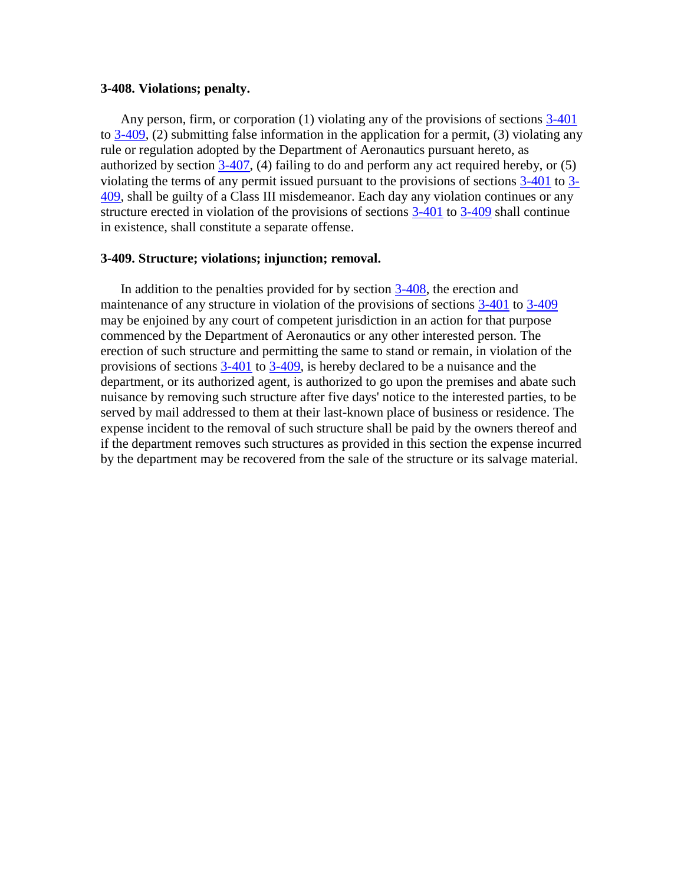**3-408. Violations; penalty.**

Any person, firm, or corporation (1) violating any of the provisions of sections 3-401 to 3-409, (2) submitting false information in the application for a permit, (3) violating any rule or regulation adopted by the Department of Aeronautics pursuant hereto, as authorized by section 3-407, (4) failing to do and perform any act required hereby, or (5) violating the terms of any permit issued pursuant to the provisions of sections 3-401 to 3-409, shall be guilty of a Class III misdemeanor. Each day any violation continues or any structure erected in violation of the provisions of sections 3-401 to 3-409 shall continue in existence, shall constitute a separate offense.

**3-409. Structure; violations; injunction; removal.**

In addition to the penalties provided for by section 3-408, the erection and maintenance of any structure in violation of the provisions of sections 3-401 to 3-409 may be enjoined by any court of competent jurisdiction in an action for that purpose commenced by the Department of Aeronautics or any other interested person. The erection of such structure and permitting the same to stand or remain, in violation of the provisions of sections 3-401 to 3-409, is hereby declared to be a nuisance and the department, or its authorized agent, is authorized to go upon the premises and abate such nuisance by removing such structure after five days' notice to the interested parties, to be served by mail addressed to them at their last-known place of business or residence. The expense incident to the removal of such structure shall be paid by the owners thereof and if the department removes such structures as provided in this section the expense incurred by the department may be recovered from the sale of the structure or its salvage material.